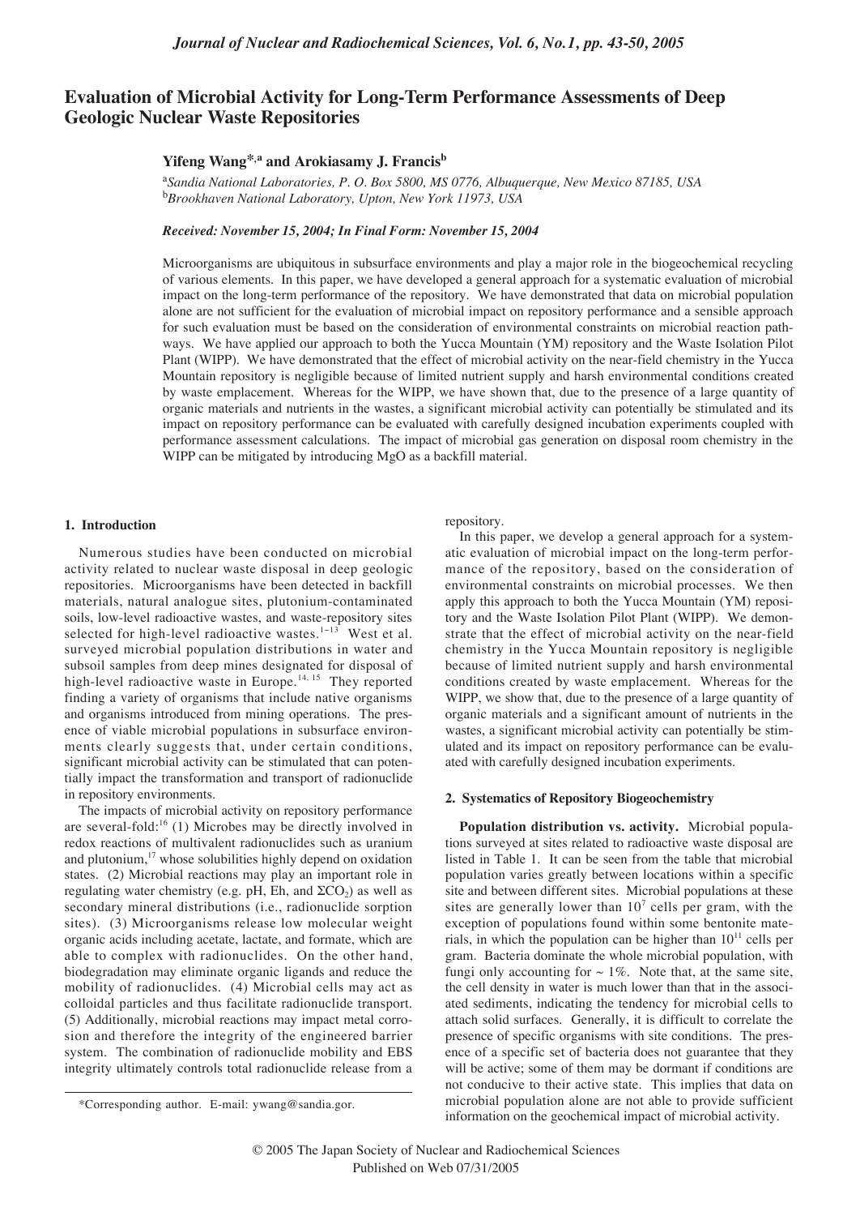# Evaluation of Microbial Activity for Long-Term Performance Assessments of Deep Geologic Nuclear Waste Repositories

**Yifeng Wang*,[a] and Arokiasamy J. Francis[b]**

[a]*Sandia National Laboratories, P. O. Box 5800, MS 0776, Albuquerque, New Mexico 87185, USA*
[b]*Brookhaven National Laboratory, Upton, New York 11973, USA*

*Received: November 15, 2004; In Final Form: November 15, 2004*

Microorganisms are ubiquitous in subsurface environments and play a major role in the biogeochemical recycling of various elements. In this paper, we have developed a general approach for a systematic evaluation of microbial impact on the long-term performance of the repository. We have demonstrated that data on microbial population alone are not sufficient for the evaluation of microbial impact on repository performance and a sensible approach for such evaluation must be based on the consideration of environmental constraints on microbial reaction pathways. We have applied our approach to both the Yucca Mountain (YM) repository and the Waste Isolation Pilot Plant (WIPP). We have demonstrated that the effect of microbial activity on the near-field chemistry in the Yucca Mountain repository is negligible because of limited nutrient supply and harsh environmental conditions created by waste emplacement. Whereas for the WIPP, we have shown that, due to the presence of a large quantity of organic materials and nutrients in the wastes, a significant microbial activity can potentially be stimulated and its impact on repository performance can be evaluated with carefully designed incubation experiments coupled with performance assessment calculations. The impact of microbial gas generation on disposal room chemistry in the WIPP can be mitigated by introducing MgO as a backfill material.

## 1. Introduction

Numerous studies have been conducted on microbial activity related to nuclear waste disposal in deep geologic repositories. Microorganisms have been detected in backfill materials, natural analogue sites, plutonium-contaminated soils, low-level radioactive wastes, and waste-repository sites selected for high-level radioactive wastes.[1–13] West et al. surveyed microbial population distributions in water and subsoil samples from deep mines designated for disposal of high-level radioactive waste in Europe.[14, 15] They reported finding a variety of organisms that include native organisms and organisms introduced from mining operations. The presence of viable microbial populations in subsurface environments clearly suggests that, under certain conditions, significant microbial activity can be stimulated that can potentially impact the transformation and transport of radionuclide in repository environments.

The impacts of microbial activity on repository performance are several-fold:[16] (1) Microbes may be directly involved in redox reactions of multivalent radionuclides such as uranium and plutonium,[17] whose solubilities highly depend on oxidation states. (2) Microbial reactions may play an important role in regulating water chemistry (e.g. pH, Eh, and $\Sigma CO_2$) as well as secondary mineral distributions (i.e., radionuclide sorption sites). (3) Microorganisms release low molecular weight organic acids including acetate, lactate, and formate, which are able to complex with radionuclides. On the other hand, biodegradation may eliminate organic ligands and reduce the mobility of radionuclides. (4) Microbial cells may act as colloidal particles and thus facilitate radionuclide transport. (5) Additionally, microbial reactions may impact metal corrosion and therefore the integrity of the engineered barrier system. The combination of radionuclide mobility and EBS integrity ultimately controls total radionuclide release from a repository.

In this paper, we develop a general approach for a systematic evaluation of microbial impact on the long-term performance of the repository, based on the consideration of environmental constraints on microbial processes. We then apply this approach to both the Yucca Mountain (YM) repository and the Waste Isolation Pilot Plant (WIPP). We demonstrate that the effect of microbial activity on the near-field chemistry in the Yucca Mountain repository is negligible because of limited nutrient supply and harsh environmental conditions created by waste emplacement. Whereas for the WIPP, we show that, due to the presence of a large quantity of organic materials and a significant amount of nutrients in the wastes, a significant microbial activity can potentially be stimulated and its impact on repository performance can be evaluated with carefully designed incubation experiments.

## 2. Systematics of Repository Biogeochemistry

**Population distribution vs. activity.** Microbial populations surveyed at sites related to radioactive waste disposal are listed in Table 1. It can be seen from the table that microbial population varies greatly between locations within a specific site and between different sites. Microbial populations at these sites are generally lower than $10^7$ cells per gram, with the exception of populations found within some bentonite materials, in which the population can be higher than $10^{11}$ cells per gram. Bacteria dominate the whole microbial population, with fungi only accounting for ~ 1%. Note that, at the same site, the cell density in water is much lower than that in the associated sediments, indicating the tendency for microbial cells to attach solid surfaces. Generally, it is difficult to correlate the presence of specific organisms with site conditions. The presence of a specific set of bacteria does not guarantee that they will be active; some of them may be dormant if conditions are not conducive to their active state. This implies that data on microbial population alone are not able to provide sufficient information on the geochemical impact of microbial activity.

*Corresponding author. E-mail: ywang@sandia.gor.

© 2005 The Japan Society of Nuclear and Radiochemical Sciences
Published on Web 07/31/2005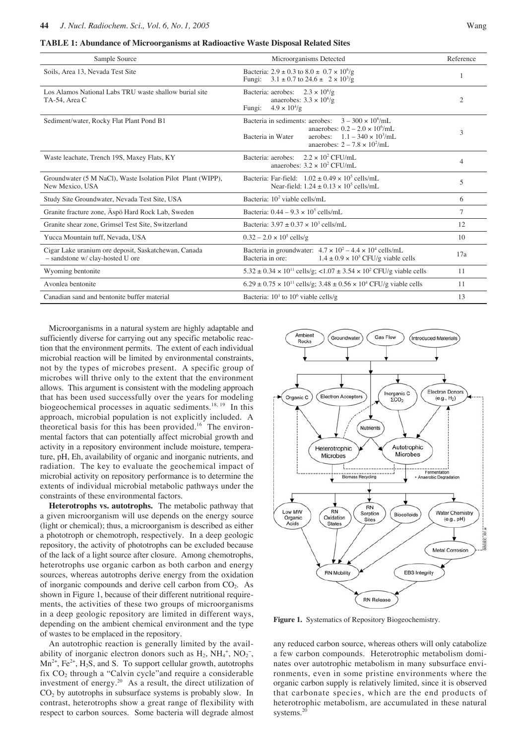**TABLE 1: Abundance of Microorganisms at Radioactive Waste Disposal Related Sites**

| Sample Source | Microorganisms Detected | Reference |
|---|---|---|
| Soils, Area 13, Nevada Test Site | Bacteria: $2.9 \pm 0.3$ to $8.0 \pm 0.7 \times 10^6$/g<br>Fungi: $3.1 \pm 0.7$ to $24.6 \pm 2 \times 10^3$/g | 1 |
| Los Alamos National Labs TRU waste shallow burial site TA-54, Area C | Bacteria: aerobes: $2.3 \times 10^6$/g<br>anaerobes: $3.3 \times 10^6$/g<br>Fungi: $4.9 \times 10^4$/g | 2 |
| Sediment/water, Rocky Flat Plant Pond B1 | Bacteria in sediments: aerobes: $3 - 300 \times 10^6$/mL<br>anaerobes: $0.2 - 2.0 \times 10^6$/mL<br>Bacteria in Water aerobes: $1.1 - 340 \times 10^3$/mL<br>anaerobes: $2 - 7.8 \times 10^2$/mL | 3 |
| Waste leachate, Trench 19S, Maxey Flats, KY | Bacteria: aerobes: $2.2 \times 10^2$ CFU/mL<br>anaerobes: $3.2 \times 10^2$ CFU/mL | 4 |
| Groundwater (5 M NaCl), Waste Isolation Pilot Plant (WIPP), New Mexico, USA | Bacteria: Far-field: $1.02 \pm 0.49 \times 10^5$ cells/mL<br>Near-field: $1.24 \pm 0.13 \times 10^5$ cells/mL | 5 |
| Study Site Groundwater, Nevada Test Site, USA | Bacteria: $10^2$ viable cells/mL | 6 |
| Granite fracture zone, Äspö Hard Rock Lab, Sweden | Bacteria: $0.44 - 9.3 \times 10^5$ cells/mL | 7 |
| Granite shear zone, Grimsel Test Site, Switzerland | Bacteria: $3.97 \pm 0.37 \times 10^3$ cells/mL | 12 |
| Yucca Mountain tuff, Nevada, USA | $0.32 - 2.0 \times 10^5$ cells/g | 10 |
| Cigar Lake uranium ore deposit, Saskatchewan, Canada – sandstone w/ clay-hosted U ore | Bacteria in groundwater: $4.7 \times 10^2 - 4.4 \times 10^4$ cells/mL<br>Bacteria in ore: $1.4 \pm 0.9 \times 10^5$ CFU/g viable cells | 17a |
| Wyoming bentonite | $5.32 \pm 0.34 \times 10^{11}$ cells/g; $<1.07 \pm 3.54 \times 10^2$ CFU/g viable cells | 11 |
| Avonlea bentonite | $6.29 \pm 0.75 \times 10^{11}$ cells/g; $3.48 \pm 0.56 \times 10^4$ CFU/g viable cells | 11 |
| Canadian sand and bentonite buffer material | Bacteria: $10^1$ to $10^6$ viable cells/g | 13 |

Microorganisms in a natural system are highly adaptable and sufficiently diverse for carrying out any specific metabolic reaction that the environment permits. The extent of each individual microbial reaction will be limited by environmental constraints, not by the types of microbes present. A specific group of microbes will thrive only to the extent that the environment allows. This argument is consistent with the modeling approach that has been used successfully over the years for modeling biogeochemical processes in aquatic sediments.[18, 19] In this approach, microbial population is not explicitly included. A theoretical basis for this has been provided.[16] The environmental factors that can potentially affect microbial growth and activity in a repository environment include moisture, temperature, pH, Eh, availability of organic and inorganic nutrients, and radiation. The key to evaluate the geochemical impact of microbial activity on repository performance is to determine the extents of individual microbial metabolic pathways under the constraints of these environmental factors.

**Heterotrophs vs. autotrophs.** The metabolic pathway that a given microorganism will use depends on the energy source (light or chemical); thus, a microorganism is described as either a phototroph or chemotroph, respectively. In a deep geologic repository, the activity of phototrophs can be excluded because of the lack of a light source after closure. Among chemotrophs, heterotrophs use organic carbon as both carbon and energy sources, whereas autotrophs derive energy from the oxidation of inorganic compounds and derive cell carbon from $CO_2$. As shown in Figure 1, because of their different nutritional requirements, the activities of these two groups of microorganisms in a deep geologic repository are limited in different ways, depending on the ambient chemical environment and the type of wastes to be emplaced in the repository.

An autotrophic reaction is generally limited by the availability of inorganic electron donors such as $H_2$, $NH_4^+$, $NO_2^-$, $Mn^{2+}$, $Fe^{2+}$, $H_2S$, and S. To support cellular growth, autotrophs fix $CO_2$ through a "Calvin cycle" and require a considerable investment of energy.[20] As a result, the direct utilization of $CO_2$ by autotrophs in subsurface systems is probably slow. In contrast, heterotrophs show a great range of flexibility with respect to carbon sources. Some bacteria will degrade almost any reduced carbon source, whereas others will only catabolize a few carbon compounds. Heterotrophic metabolism dominates over autotrophic metabolism in many subsurface environments, even in some pristine environments where the organic carbon supply is relatively limited, since it is observed that carbonate species, which are the end products of heterotrophic metabolism, are accumulated in these natural systems.[20]

**Figure 1.** Systematics of Repository Biogeochemistry.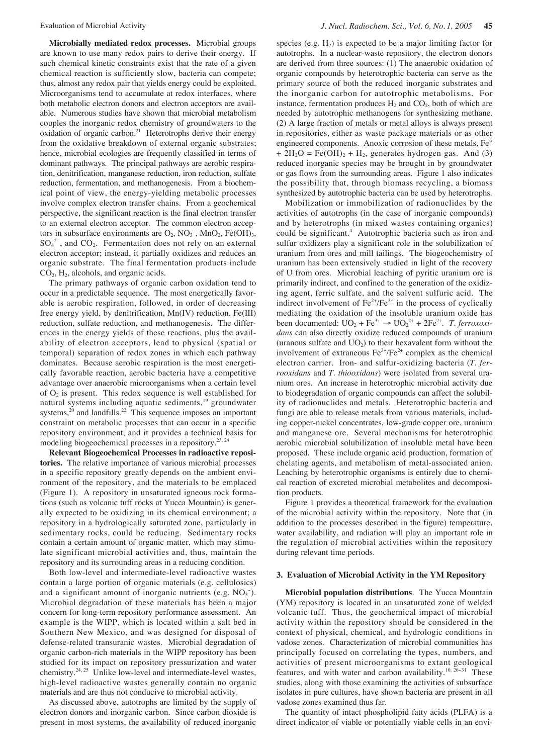**Microbially mediated redox processes.** Microbial groups are known to use many redox pairs to derive their energy. If such chemical kinetic constraints exist that the rate of a given chemical reaction is sufficiently slow, bacteria can compete; thus, almost any redox pair that yields energy could be exploited. Microorganisms tend to accumulate at redox interfaces, where both metabolic electron donors and electron acceptors are available. Numerous studies have shown that microbial metabolism couples the inorganic redox chemistry of groundwaters to the oxidation of organic carbon.[21] Heterotrophs derive their energy from the oxidative breakdown of external organic substrates; hence, microbial ecologies are frequently classified in terms of dominant pathways. The principal pathways are aerobic respiration, denitrification, manganese reduction, iron reduction, sulfate reduction, fermentation, and methanogenesis. From a biochemical point of view, the energy-yielding metabolic processes involve complex electron transfer chains. From a geochemical perspective, the significant reaction is the final electron transfer to an external electron acceptor. The common electron acceptors in subsurface environments are $O_2$, $NO_3^-$, $MnO_2$, $Fe(OH)_3$, $SO_4^{2-}$, and $CO_2$. Fermentation does not rely on an external electron acceptor; instead, it partially oxidizes and reduces an organic substrate. The final fermentation products include $CO_2$, $H_2$, alcohols, and organic acids.

The primary pathways of organic carbon oxidation tend to occur in a predictable sequence. The most energetically favorable is aerobic respiration, followed, in order of decreasing free energy yield, by denitrification, Mn(IV) reduction, Fe(III) reduction, sulfate reduction, and methanogenesis. The differences in the energy yields of these reactions, plus the availability of electron acceptors, lead to physical (spatial or temporal) separation of redox zones in which each pathway dominates. Because aerobic respiration is the most energetically favorable reaction, aerobic bacteria have a competitive advantage over anaerobic microorganisms when a certain level of $O_2$ is present. This redox sequence is well established for natural systems including aquatic sediments,[19] groundwater systems,[20] and landfills.[22] This sequence imposes an important constraint on metabolic processes that can occur in a specific repository environment, and it provides a technical basis for modeling biogeochemical processes in a repository.[23, 24]

**Relevant Biogeochemical Processes in radioactive repositories.** The relative importance of various microbial processes in a specific repository greatly depends on the ambient environment of the repository, and the materials to be emplaced (Figure 1). A repository in unsaturated igneous rock formations (such as volcanic tuff rocks at Yucca Mountain) is generally expected to be oxidizing in its chemical environment; a repository in a hydrologically saturated zone, particularly in sedimentary rocks, could be reducing. Sedimentary rocks contain a certain amount of organic matter, which may stimulate significant microbial activities and, thus, maintain the repository and its surrounding areas in a reducing condition.

Both low-level and intermediate-level radioactive wastes contain a large portion of organic materials (e.g. cellulosics) and a significant amount of inorganic nutrients (e.g. $NO_3^-$). Microbial degradation of these materials has been a major concern for long-term repository performance assessment. An example is the WIPP, which is located within a salt bed in Southern New Mexico, and was designed for disposal of defense-related transuranic wastes. Microbial degradation of organic carbon-rich materials in the WIPP repository has been studied for its impact on repository pressurization and water chemistry.[24, 25] Unlike low-level and intermediate-level wastes, high-level radioactive wastes generally contain no organic materials and are thus not conducive to microbial activity.

As discussed above, autotrophs are limited by the supply of electron donors and inorganic carbon. Since carbon dioxide is present in most systems, the availability of reduced inorganic species (e.g. $H_2$) is expected to be a major limiting factor for autotrophs. In a nuclear-waste repository, the electron donors are derived from three sources: (1) The anaerobic oxidation of organic compounds by heterotrophic bacteria can serve as the primary source of both the reduced inorganic substrates and the inorganic carbon for autotrophic metabolisms. For instance, fermentation produces $H_2$ and $CO_2$, both of which are needed by autotrophic methanogens for synthesizing methane. (2) A large fraction of metals or metal alloys is always present in repositories, either as waste package materials or as other engineered components. Anoxic corrosion of these metals, $Fe^\circ + 2H_2O = Fe(OH)_2 + H_2$, generates hydrogen gas. And (3) reduced inorganic species may be brought in by groundwater or gas flows from the surrounding areas. Figure 1 also indicates the possibility that, through biomass recycling, a biomass synthesized by autotrophic bacteria can be used by heterotrophs.

Mobilization or immobilization of radionuclides by the activities of autotrophs (in the case of inorganic compounds) and by heterotrophs (in mixed wastes containing organics) could be significant.[4] Autotrophic bacteria such as iron and sulfur oxidizers play a significant role in the solubilization of uranium from ores and mill tailings. The biogeochemistry of uranium has been extensively studied in light of the recovery of U from ores. Microbial leaching of pyritic uranium ore is primarily indirect, and confined to the generation of the oxidizing agent, ferric sulfate, and the solvent sulfuric acid. The indirect involvement of $Fe^{2+}/Fe^{3+}$ in the process of cyclically mediating the oxidation of the insoluble uranium oxide has been documented: $UO_2 + Fe^{3+} \rightarrow UO_2^{2+} + 2Fe^{2+}$. *T. ferroxoxidans* can also directly oxidize reduced compounds of uranium (uranous sulfate and $UO_2$) to their hexavalent form without the involvement of extraneous $Fe^{3+}/Fe^{2+}$ complex as the chemical electron carrier. Iron- and sulfur-oxidizing bacteria (*T. ferrooxidans* and *T. thiooxidans*) were isolated from several uranium ores. An increase in heterotrophic microbial activity due to biodegradation of organic compounds can affect the solubility of radionuclides and metals. Heterotrophic bacteria and fungi are able to release metals from various materials, including copper-nickel concentrates, low-grade copper ore, uranium and manganese ore. Several mechanisms for heterotrophic aerobic microbial solubilization of insoluble metal have been proposed. These include organic acid production, formation of chelating agents, and metabolism of metal-associated anion. Leaching by heterotrophic organisms is entirely due to chemical reaction of excreted microbial metabolites and decomposition products.

Figure 1 provides a theoretical framework for the evaluation of the microbial activity within the repository. Note that (in addition to the processes described in the figure) temperature, water availability, and radiation will play an important role in the regulation of microbial activities within the repository during relevant time periods.

## 3. Evaluation of Microbial Activity in the YM Repository

**Microbial population distributions**. The Yucca Mountain (YM) repository is located in an unsaturated zone of welded volcanic tuff. Thus, the geochemical impact of microbial activity within the repository should be considered in the context of physical, chemical, and hydrologic conditions in vadose zones. Characterization of microbial communities has principally focused on correlating the types, numbers, and activities of present microorganisms to extant geological features, and with water and carbon availability.[10, 26–31] These studies, along with those examining the activities of subsurface isolates in pure cultures, have shown bacteria are present in all vadose zones examined thus far.

The quantity of intact phospholipid fatty acids (PLFA) is a direct indicator of viable or potentially viable cells in an envi-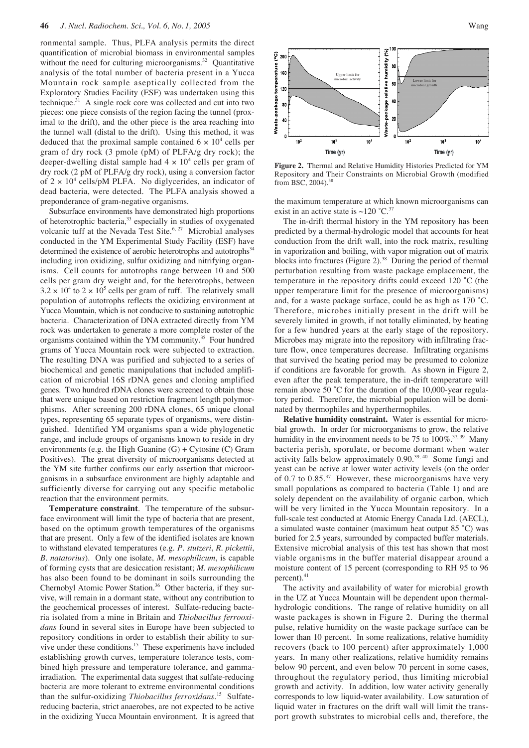ronmental sample. Thus, PLFA analysis permits the direct quantification of microbial biomass in environmental samples without the need for culturing microorganisms.[32] Quantitative analysis of the total number of bacteria present in a Yucca Mountain rock sample aseptically collected from the Exploratory Studies Facility (ESF) was undertaken using this technique.[31] A single rock core was collected and cut into two pieces: one piece consists of the region facing the tunnel (proximal to the drift), and the other piece is the area reaching into the tunnel wall (distal to the drift). Using this method, it was deduced that the proximal sample contained $6 \times 10^4$ cells per gram of dry rock (3 pmole (pM) of PLFA/g dry rock); the deeper-dwelling distal sample had $4 \times 10^4$ cells per gram of dry rock (2 pM of PLFA/g dry rock), using a conversion factor of $2 \times 10^4$ cells/pM PLFA. No diglycerides, an indicator of dead bacteria, were detected. The PLFA analysis showed a preponderance of gram-negative organisms.

Subsurface environments have demonstrated high proportions of heterotrophic bacteria,[33] especially in studies of oxygenated volcanic tuff at the Nevada Test Site.[6, 27] Microbial analyses conducted in the YM Experimental Study Facility (ESF) have determined the existence of aerobic heterotrophs and autotrophs[34] including iron oxidizing, sulfur oxidizing and nitrifying organisms. Cell counts for autotrophs range between 10 and 500 cells per gram dry weight and, for the heterotrophs, between $3.2 \times 10^4$ to $2 \times 10^5$ cells per gram of tuff. The relatively small population of autotrophs reflects the oxidizing environment at Yucca Mountain, which is not conducive to sustaining autotrophic bacteria. Characterization of DNA extracted directly from YM rock was undertaken to generate a more complete roster of the organisms contained within the YM community.[35] Four hundred grams of Yucca Mountain rock were subjected to extraction. The resulting DNA was purified and subjected to a series of biochemical and genetic manipulations that included amplification of microbial 16S rDNA genes and cloning amplified genes. Two hundred rDNA clones were screened to obtain those that were unique based on restriction fragment length polymorphisms. After screening 200 rDNA clones, 65 unique clonal types, representing 65 separate types of organisms, were distinguished. Identified YM organisms span a wide phylogenetic range, and include groups of organisms known to reside in dry environments (e.g. the High Guanine (G) + Cytosine (C) Gram Positives). The great diversity of microorganisms detected at the YM site further confirms our early assertion that microorganisms in a subsurface environment are highly adaptable and sufficiently diverse for carrying out any specific metabolic reaction that the environment permits.

**Temperature constraint**. The temperature of the subsurface environment will limit the type of bacteria that are present, based on the optimum growth temperatures of the organisms that are present. Only a few of the identified isolates are known to withstand elevated temperatures (e.g. *P. stutzeri*, *R. pickettii*, *B. natatorius*). Only one isolate, *M. mesophilicum*, is capable of forming cysts that are desiccation resistant; *M. mesophilicum* has also been found to be dominant in soils surrounding the Chernobyl Atomic Power Station.[36] Other bacteria, if they survive, will remain in a dormant state, without any contribution to the geochemical processes of interest. Sulfate-reducing bacteria isolated from a mine in Britain and *Thiobacillus ferrooxidans* found in several sites in Europe have been subjected to repository conditions in order to establish their ability to survive under these conditions.[15] These experiments have included establishing growth curves, temperature tolerance tests, combined high pressure and temperature tolerance, and gamma-irradiation. The experimental data suggest that sulfate-reducing bacteria are more tolerant to extreme environmental conditions than the sulfur-oxidizing *Thiobacillus ferroxidans*.[15] Sulfate-reducing bacteria, strict anaerobes, are not expected to be active in the oxidizing Yucca Mountain environment. It is agreed that the maximum temperature at which known microorganisms can exist in an active state is ~120 ˚C.[37]

**Figure 2.** Thermal and Relative Humidity Histories Predicted for YM Repository and Their Constraints on Microbial Growth (modified from BSC, 2004).[38]

The in-drift thermal history in the YM repository has been predicted by a thermal-hydrologic model that accounts for heat conduction from the drift wall, into the rock matrix, resulting in vaporization and boiling, with vapor migration out of matrix blocks into fractures (Figure 2).[38] During the period of thermal perturbation resulting from waste package emplacement, the temperature in the repository drifts could exceed 120 ˚C (the upper temperature limit for the presence of microorganisms) and, for a waste package surface, could be as high as 170 ˚C. Therefore, microbes initially present in the drift will be severely limited in growth, if not totally eliminated, by heating for a few hundred years at the early stage of the repository. Microbes may migrate into the repository with infiltrating fracture flow, once temperatures decrease. Infiltrating organisms that survived the heating period may be presumed to colonize if conditions are favorable for growth. As shown in Figure 2, even after the peak temperature, the in-drift temperature will remain above 50 ˚C for the duration of the 10,000-year regulatory period. Therefore, the microbial population will be dominated by thermophiles and hyperthermophiles.

**Relative humidity constraint.** Water is essential for microbial growth. In order for microorganisms to grow, the relative humidity in the environment needs to be 75 to 100%.[37, 39] Many bacteria perish, sporulate, or become dormant when water activity falls below approximately 0.90.[39, 40] Some fungi and yeast can be active at lower water activity levels (on the order of 0.7 to 0.85.[37] However, these microorganisms have very small populations as compared to bacteria (Table 1) and are solely dependent on the availability of organic carbon, which will be very limited in the Yucca Mountain repository. In a full-scale test conducted at Atomic Energy Canada Ltd. (AECL), a simulated waste container (maximum heat output 85 ˚C) was buried for 2.5 years, surrounded by compacted buffer materials. Extensive microbial analysis of this test has shown that most viable organisms in the buffer material disappear around a moisture content of 15 percent (corresponding to RH 95 to 96 percent).[41]

The activity and availability of water for microbial growth in the UZ at Yucca Mountain will be dependent upon thermal-hydrologic conditions. The range of relative humidity on all waste packages is shown in Figure 2. During the thermal pulse, relative humidity on the waste package surface can be lower than 10 percent. In some realizations, relative humidity recovers (back to 100 percent) after approximately 1,000 years. In many other realizations, relative humidity remains below 90 percent, and even below 70 percent in some cases, throughout the regulatory period, thus limiting microbial growth and activity. In addition, low water activity generally corresponds to low liquid-water availability. Low saturation of liquid water in fractures on the drift wall will limit the transport growth substrates to microbial cells and, therefore, the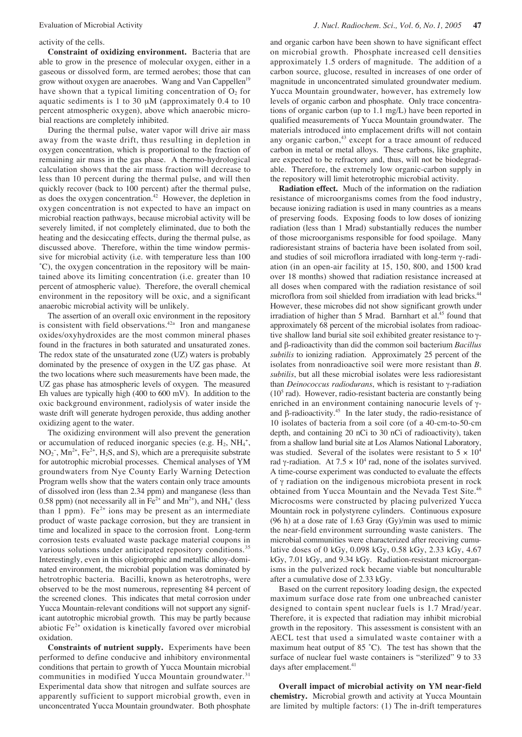activity of the cells.

**Constraint of oxidizing environment.** Bacteria that are able to grow in the presence of molecular oxygen, either in a gaseous or dissolved form, are termed aerobes; those that can grow without oxygen are anaerobes. Wang and Van Cappellen[19] have shown that a typical limiting concentration of $O_2$ for aquatic sediments is 1 to 30 μM (approximately 0.4 to 10 percent atmospheric oxygen), above which anaerobic microbial reactions are completely inhibited.

During the thermal pulse, water vapor will drive air mass away from the waste drift, thus resulting in depletion in oxygen concentration, which is proportional to the fraction of remaining air mass in the gas phase. A thermo-hydrological calculation shows that the air mass fraction will decrease to less than 10 percent during the thermal pulse, and will then quickly recover (back to 100 percent) after the thermal pulse, as does the oxygen concentration.[42] However, the depletion in oxygen concentration is not expected to have an impact on microbial reaction pathways, because microbial activity will be severely limited, if not completely eliminated, due to both the heating and the desiccating effects, during the thermal pulse, as discussed above. Therefore, within the time window permissive for microbial activity (i.e. with temperature less than 100 ˚C), the oxygen concentration in the repository will be maintained above its limiting concentration (i.e. greater than 10 percent of atmospheric value). Therefore, the overall chemical environment in the repository will be oxic, and a significant anaerobic microbial activity will be unlikely.

The assertion of an overall oxic environment in the repository is consistent with field observations.[42a] Iron and manganese oxides/oxyhydroxides are the most common mineral phases found in the fractures in both saturated and unsaturated zones. The redox state of the unsaturated zone (UZ) waters is probably dominated by the presence of oxygen in the UZ gas phase. At the two locations where such measurements have been made, the UZ gas phase has atmospheric levels of oxygen. The measured Eh values are typically high (400 to 600 mV). In addition to the oxic background environment, radiolysis of water inside the waste drift will generate hydrogen peroxide, thus adding another oxidizing agent to the water.

The oxidizing environment will also prevent the generation or accumulation of reduced inorganic species (e.g. $H_2$, $NH_4^+$, $NO_2^-$, $Mn^{2+}$, $Fe^{2+}$, $H_2S$, and S), which are a prerequisite substrate for autotrophic microbial processes. Chemical analyses of YM groundwaters from Nye County Early Warning Detection Program wells show that the waters contain only trace amounts of dissolved iron (less than 2.34 ppm) and manganese (less than 0.58 ppm) (not necessarily all in $Fe^{2+}$ and $Mn^{2+}$), and $NH_4^+$ (less than 1 ppm). $Fe^{2+}$ ions may be present as an intermediate product of waste package corrosion, but they are transient in time and localized in space to the corrosion front. Long-term corrosion tests evaluated waste package material coupons in various solutions under anticipated repository conditions.[35] Interestingly, even in this oligiotrophic and metallic alloy-dominated environment, the microbial population was dominated by hetrotrophic bacteria. Bacilli, known as heterotrophs, were observed to be the most numerous, representing 84 percent of the screened clones. This indicates that metal corrosion under Yucca Mountain-relevant conditions will not support any significant autotrophic microbial growth. This may be partly because abiotic $Fe^{2+}$ oxidation is kinetically favored over microbial oxidation.

**Constraints of nutrient supply.** Experiments have been performed to define conducive and inhibitory environmental conditions that pertain to growth of Yucca Mountain microbial communities in modified Yucca Mountain groundwater.[31] Experimental data show that nitrogen and sulfate sources are apparently sufficient to support microbial growth, even in unconcentrated Yucca Mountain groundwater. Both phosphate and organic carbon have been shown to have significant effect on microbial growth. Phosphate increased cell densities approximately 1.5 orders of magnitude. The addition of a carbon source, glucose, resulted in increases of one order of magnitude in unconcentrated simulated groundwater medium. Yucca Mountain groundwater, however, has extremely low levels of organic carbon and phosphate. Only trace concentrations of organic carbon (up to 1.1 mg/L) have been reported in qualified measurements of Yucca Mountain groundwater. The materials introduced into emplacement drifts will not contain any organic carbon,[43] except for a trace amount of reduced carbon in metal or metal alloys. These carbons, like graphite, are expected to be refractory and, thus, will not be biodegradable. Therefore, the extremely low organic-carbon supply in the repository will limit heterotrophic microbial activity.

**Radiation effect.** Much of the information on the radiation resistance of microorganisms comes from the food industry, because ionizing radiation is used in many countries as a means of preserving foods. Exposing foods to low doses of ionizing radiation (less than 1 Mrad) substantially reduces the number of those microorganisms responsible for food spoilage. Many radioresistant strains of bacteria have been isolated from soil, and studies of soil microflora irradiated with long-term γ-radiation (in an open-air facility at 15, 150, 800, and 1500 krad over 18 months) showed that radiation resistance increased at all doses when compared with the radiation resistance of soil microflora from soil shielded from irradiation with lead bricks.[44] However, these microbes did not show significant growth under irradiation of higher than 5 Mrad. Barnhart et al.[45] found that approximately 68 percent of the microbial isolates from radioactive shallow land burial site soil exhibited greater resistance to γ- and β-radioactivity than did the common soil bacterium *Bacillus subtilis* to ionizing radiation. Approximately 25 percent of the isolates from nonradioactive soil were more resistant than *B. subtilis*, but all these microbial isolates were less radioresistant than *Deinococcus radiodurans*, which is resistant to γ-radiation ($10^5$ rad). However, radio-resistant bacteria are constantly being enriched in an environment containing nanocurie levels of γ- and β-radioactivity.[45] In the later study, the radio-resistance of 10 isolates of bacteria from a soil core (of a 40-cm-to-50-cm depth, and containing 20 nCi to 30 nCi of radioactivity), taken from a shallow land burial site at Los Alamos National Laboratory, was studied. Several of the isolates were resistant to $5 \times 10^4$ rad γ-radiation. At $7.5 \times 10^4$ rad, none of the isolates survived. A time-course experiment was conducted to evaluate the effects of γ radiation on the indigenous microbiota present in rock obtained from Yucca Mountain and the Nevada Test Site.[46] Microcosms were constructed by placing pulverized Yucca Mountain rock in polystyrene cylinders. Continuous exposure (96 h) at a dose rate of 1.63 Gray (Gy)/min was used to mimic the near-field environment surrounding waste canisters. The microbial communities were characterized after receiving cumulative doses of 0 kGy, 0.098 kGy, 0.58 kGy, 2.33 kGy, 4.67 kGy, 7.01 kGy, and 9.34 kGy. Radiation-resistant microorganisms in the pulverized rock became viable but nonculturable after a cumulative dose of 2.33 kGy.

Based on the current repository loading design, the expected maximum surface dose rate from one unbreached canister designed to contain spent nuclear fuels is 1.7 Mrad/year. Therefore, it is expected that radiation may inhibit microbial growth in the repository. This assessment is consistent with an AECL test that used a simulated waste container with a maximum heat output of 85 ˚C). The test has shown that the surface of nuclear fuel waste containers is "sterilized" 9 to 33 days after emplacement.[41]

**Overall impact of microbial activity on YM near-field chemistry.** Microbial growth and activity at Yucca Mountain are limited by multiple factors: (1) The in-drift temperatures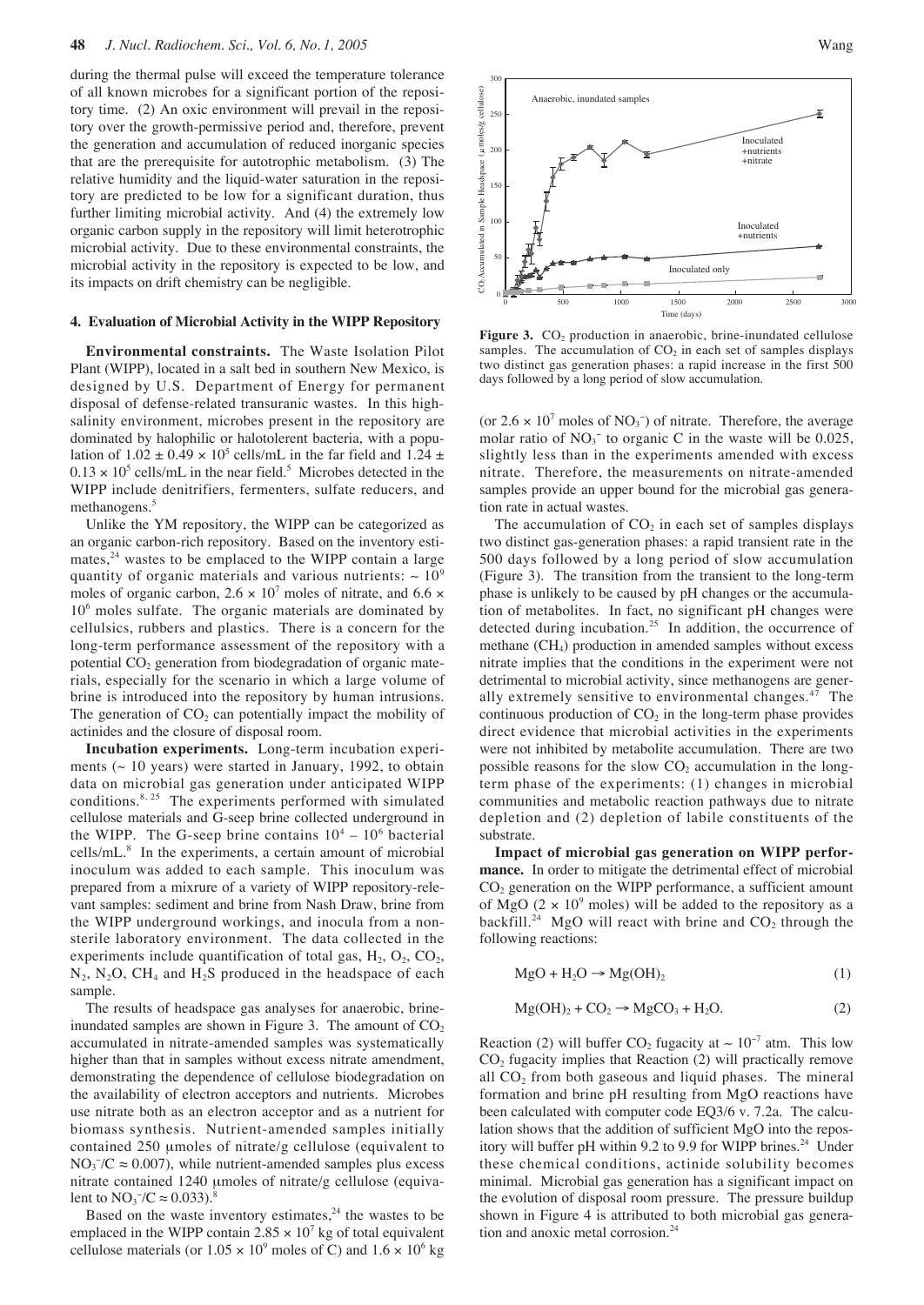during the thermal pulse will exceed the temperature tolerance of all known microbes for a significant portion of the repository time. (2) An oxic environment will prevail in the repository over the growth-permissive period and, therefore, prevent the generation and accumulation of reduced inorganic species that are the prerequisite for autotrophic metabolism. (3) The relative humidity and the liquid-water saturation in the repository are predicted to be low for a significant duration, thus further limiting microbial activity. And (4) the extremely low organic carbon supply in the repository will limit heterotrophic microbial activity. Due to these environmental constraints, the microbial activity in the repository is expected to be low, and its impacts on drift chemistry can be negligible.

## 4. Evaluation of Microbial Activity in the WIPP Repository

**Environmental constraints.** The Waste Isolation Pilot Plant (WIPP), located in a salt bed in southern New Mexico, is designed by U.S. Department of Energy for permanent disposal of defense-related transuranic wastes. In this high-salinity environment, microbes present in the repository are dominated by halophilic or halotolerent bacteria, with a population of $1.02 \pm 0.49 \times 10^5$ cells/mL in the far field and $1.24 \pm 0.13 \times 10^5$ cells/mL in the near field.[5] Microbes detected in the WIPP include denitrifiers, fermenters, sulfate reducers, and methanogens.[5]

Unlike the YM repository, the WIPP can be categorized as an organic carbon-rich repository. Based on the inventory estimates,[24] wastes to be emplaced to the WIPP contain a large quantity of organic materials and various nutrients: ~ $10^9$ moles of organic carbon, $2.6 \times 10^7$ moles of nitrate, and $6.6 \times 10^6$ moles sulfate. The organic materials are dominated by cellulsics, rubbers and plastics. There is a concern for the long-term performance assessment of the repository with a potential $CO_2$ generation from biodegradation of organic materials, especially for the scenario in which a large volume of brine is introduced into the repository by human intrusions. The generation of $CO_2$ can potentially impact the mobility of actinides and the closure of disposal room.

**Incubation experiments.** Long-term incubation experiments (~ 10 years) were started in January, 1992, to obtain data on microbial gas generation under anticipated WIPP conditions.[8, 25] The experiments performed with simulated cellulose materials and G-seep brine collected underground in the WIPP. The G-seep brine contains $10^4$ – $10^6$ bacterial cells/mL.[8] In the experiments, a certain amount of microbial inoculum was added to each sample. This inoculum was prepared from a mixrure of a variety of WIPP repository-relevant samples: sediment and brine from Nash Draw, brine from the WIPP underground workings, and inocula from a non-sterile laboratory environment. The data collected in the experiments include quantification of total gas, $H_2$, $O_2$, $CO_2$, $N_2$, $N_2O$, $CH_4$ and $H_2S$ produced in the headspace of each sample.

The results of headspace gas analyses for anaerobic, brine-inundated samples are shown in Figure 3. The amount of $CO_2$ accumulated in nitrate-amended samples was systematically higher than that in samples without excess nitrate amendment, demonstrating the dependence of cellulose biodegradation on the availability of electron acceptors and nutrients. Microbes use nitrate both as an electron acceptor and as a nutrient for biomass synthesis. Nutrient-amended samples initially contained 250 μmoles of nitrate/g cellulose (equivalent to $NO_3^-/C \approx 0.007$), while nutrient-amended samples plus excess nitrate contained 1240 μmoles of nitrate/g cellulose (equivalent to $NO_3^-/C \approx 0.033$).[8]

Based on the waste inventory estimates,[24] the wastes to be emplaced in the WIPP contain $2.85 \times 10^7$ kg of total equivalent cellulose materials (or $1.05 \times 10^9$ moles of C) and $1.6 \times 10^6$ kg

**Figure 3.** $CO_2$ production in anaerobic, brine-inundated cellulose samples. The accumulation of $CO_2$ in each set of samples displays two distinct gas generation phases: a rapid increase in the first 500 days followed by a long period of slow accumulation.

(or $2.6 \times 10^7$ moles of $NO_3^-$) of nitrate. Therefore, the average molar ratio of $NO_3^-$ to organic C in the waste will be 0.025, slightly less than in the experiments amended with excess nitrate. Therefore, the measurements on nitrate-amended samples provide an upper bound for the microbial gas generation rate in actual wastes.

The accumulation of $CO_2$ in each set of samples displays two distinct gas-generation phases: a rapid transient rate in the 500 days followed by a long period of slow accumulation (Figure 3). The transition from the transient to the long-term phase is unlikely to be caused by pH changes or the accumulation of metabolites. In fact, no significant pH changes were detected during incubation.[25] In addition, the occurrence of methane ($CH_4$) production in amended samples without excess nitrate implies that the conditions in the experiment were not detrimental to microbial activity, since methanogens are generally extremely sensitive to environmental changes.[47] The continuous production of $CO_2$ in the long-term phase provides direct evidence that microbial activities in the experiments were not inhibited by metabolite accumulation. There are two possible reasons for the slow $CO_2$ accumulation in the long-term phase of the experiments: (1) changes in microbial communities and metabolic reaction pathways due to nitrate depletion and (2) depletion of labile constituents of the substrate.

**Impact of microbial gas generation on WIPP performance.** In order to mitigate the detrimental effect of microbial $CO_2$ generation on the WIPP performance, a sufficient amount of MgO ($2 \times 10^9$ moles) will be added to the repository as a backfill.[24] MgO will react with brine and $CO_2$ through the following reactions:

$$MgO + H_2O \rightarrow Mg(OH)_2 \quad (1)$$

$$Mg(OH)_2 + CO_2 \rightarrow MgCO_3 + H_2O. \quad (2)$$

Reaction (2) will buffer $CO_2$ fugacity at ~ $10^{-7}$ atm. This low $CO_2$ fugacity implies that Reaction (2) will practically remove all $CO_2$ from both gaseous and liquid phases. The mineral formation and brine pH resulting from MgO reactions have been calculated with computer code EQ3/6 v. 7.2a. The calculation shows that the addition of sufficient MgO into the repository will buffer pH within 9.2 to 9.9 for WIPP brines.[24] Under these chemical conditions, actinide solubility becomes minimal. Microbial gas generation has a significant impact on the evolution of disposal room pressure. The pressure buildup shown in Figure 4 is attributed to both microbial gas generation and anoxic metal corrosion.[24]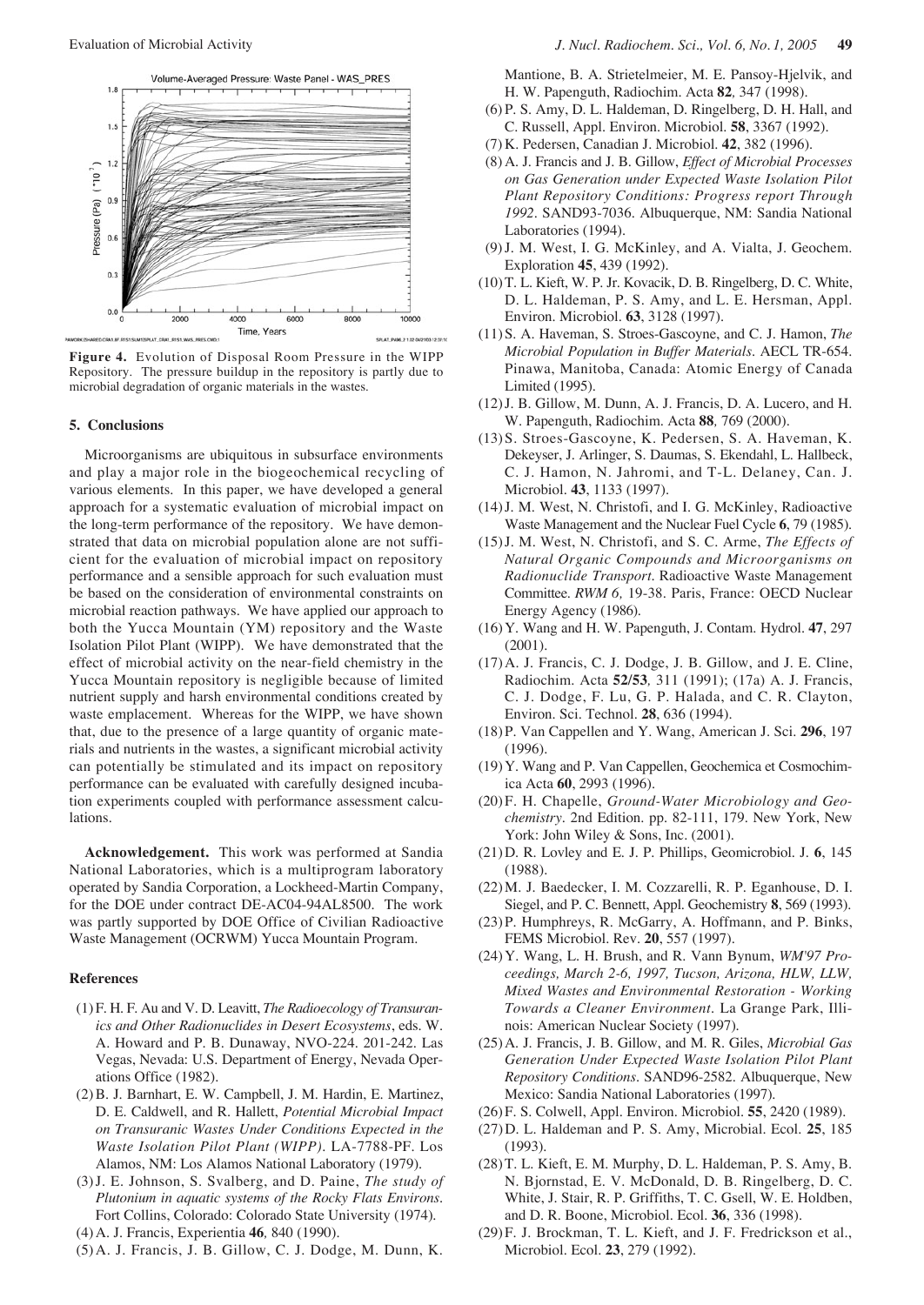Volume-Averaged Pressure: Waste Panel - WAS_PRES

Pressure (Pa) ($*10^7$)

1.8
1.5
1.2
0.9
0.6
0.3
0.0

0
2000
4000
6000
8000
10000

Time, Years

**Figure 4.** Evolution of Disposal Room Pressure in the WIPP Repository. The pressure buildup in the repository is partly due to microbial degradation of organic materials in the wastes.

### 5. Conclusions

Microorganisms are ubiquitous in subsurface environments and play a major role in the biogeochemical recycling of various elements. In this paper, we have developed a general approach for a systematic evaluation of microbial impact on the long-term performance of the repository. We have demonstrated that data on microbial population alone are not sufficient for the evaluation of microbial impact on repository performance and a sensible approach for such evaluation must be based on the consideration of environmental constraints on microbial reaction pathways. We have applied our approach to both the Yucca Mountain (YM) repository and the Waste Isolation Pilot Plant (WIPP). We have demonstrated that the effect of microbial activity on the near-field chemistry in the Yucca Mountain repository is negligible because of limited nutrient supply and harsh environmental conditions created by waste emplacement. Whereas for the WIPP, we have shown that, due to the presence of a large quantity of organic materials and nutrients in the wastes, a significant microbial activity can potentially be stimulated and its impact on repository performance can be evaluated with carefully designed incubation experiments coupled with performance assessment calculations.

**Acknowledgement.** This work was performed at Sandia National Laboratories, which is a multiprogram laboratory operated by Sandia Corporation, a Lockheed-Martin Company, for the DOE under contract DE-AC04-94AL8500. The work was partly supported by DOE Office of Civilian Radioactive Waste Management (OCRWM) Yucca Mountain Program.

### References

(1) F. H. F. Au and V. D. Leavitt, *The Radioecology of Transuranics and Other Radionuclides in Desert Ecosystems*, eds. W. A. Howard and P. B. Dunaway, NVO-224. 201-242. Las Vegas, Nevada: U.S. Department of Energy, Nevada Operations Office (1982).

(2) B. J. Barnhart, E. W. Campbell, J. M. Hardin, E. Martinez, D. E. Caldwell, and R. Hallett, *Potential Microbial Impact on Transuranic Wastes Under Conditions Expected in the Waste Isolation Pilot Plant (WIPP)*. LA-7788-PF. Los Alamos, NM: Los Alamos National Laboratory (1979).

(3) J. E. Johnson, S. Svalberg, and D. Paine, *The study of Plutonium in aquatic systems of the Rocky Flats Environs*. Fort Collins, Colorado: Colorado State University (1974).

(4) A. J. Francis, Experientia **46**, 840 (1990).

(5) A. J. Francis, J. B. Gillow, C. J. Dodge, M. Dunn, K. Mantione, B. A. Strietelmeier, M. E. Pansoy-Hjelvik, and H. W. Papenguth, Radiochim. Acta **82**, 347 (1998).

(6) P. S. Amy, D. L. Haldeman, D. Ringelberg, D. H. Hall, and C. Russell, Appl. Environ. Microbiol. **58**, 3367 (1992).

(7) K. Pedersen, Canadian J. Microbiol. **42**, 382 (1996).

(8) A. J. Francis and J. B. Gillow, *Effect of Microbial Processes on Gas Generation under Expected Waste Isolation Pilot Plant Repository Conditions: Progress report Through 1992*. SAND93-7036. Albuquerque, NM: Sandia National Laboratories (1994).

(9) J. M. West, I. G. McKinley, and A. Vialta, J. Geochem. Exploration **45**, 439 (1992).

(10) T. L. Kieft, W. P. Jr. Kovacik, D. B. Ringelberg, D. C. White, D. L. Haldeman, P. S. Amy, and L. E. Hersman, Appl. Environ. Microbiol. **63**, 3128 (1997).

(11) S. A. Haveman, S. Stroes-Gascoyne, and C. J. Hamon, *The Microbial Population in Buffer Materials*. AECL TR-654. Pinawa, Manitoba, Canada: Atomic Energy of Canada Limited (1995).

(12) J. B. Gillow, M. Dunn, A. J. Francis, D. A. Lucero, and H. W. Papenguth, Radiochim. Acta **88**, 769 (2000).

(13) S. Stroes-Gascoyne, K. Pedersen, S. A. Haveman, K. Dekeyser, J. Arlinger, S. Daumas, S. Ekendahl, L. Hallbeck, C. J. Hamon, N. Jahromi, and T-L. Delaney, Can. J. Microbiol. **43**, 1133 (1997).

(14) J. M. West, N. Christofi, and I. G. McKinley, Radioactive Waste Management and the Nuclear Fuel Cycle **6**, 79 (1985).

(15) J. M. West, N. Christofi, and S. C. Arme, *The Effects of Natural Organic Compounds and Microorganisms on Radionuclide Transport*. Radioactive Waste Management Committee. *RWM 6,* 19-38. Paris, France: OECD Nuclear Energy Agency (1986).

(16) Y. Wang and H. W. Papenguth, J. Contam. Hydrol. **47**, 297 (2001).

(17) A. J. Francis, C. J. Dodge, J. B. Gillow, and J. E. Cline, Radiochim. Acta **52/53**, 311 (1991); (17a) A. J. Francis, C. J. Dodge, F. Lu, G. P. Halada, and C. R. Clayton, Environ. Sci. Technol. **28**, 636 (1994).

(18) P. Van Cappellen and Y. Wang, American J. Sci. **296**, 197 (1996).

(19) Y. Wang and P. Van Cappellen, Geochemica et Cosmochimica Acta **60**, 2993 (1996).

(20) F. H. Chapelle, *Ground-Water Microbiology and Geochemistry*. 2nd Edition. pp. 82-111, 179. New York, New York: John Wiley & Sons, Inc. (2001).

(21) D. R. Lovley and E. J. P. Phillips, Geomicrobiol. J. **6**, 145 (1988).

(22) M. J. Baedecker, I. M. Cozzarelli, R. P. Eganhouse, D. I. Siegel, and P. C. Bennett, Appl. Geochemistry **8**, 569 (1993).

(23) P. Humphreys, R. McGarry, A. Hoffmann, and P. Binks, FEMS Microbiol. Rev. **20**, 557 (1997).

(24) Y. Wang, L. H. Brush, and R. Vann Bynum, *WM'97 Proceedings, March 2-6, 1997, Tucson, Arizona, HLW, LLW, Mixed Wastes and Environmental Restoration - Working Towards a Cleaner Environment*. La Grange Park, Illinois: American Nuclear Society (1997).

(25) A. J. Francis, J. B. Gillow, and M. R. Giles, *Microbial Gas Generation Under Expected Waste Isolation Pilot Plant Repository Conditions*. SAND96-2582. Albuquerque, New Mexico: Sandia National Laboratories (1997).

(26) F. S. Colwell, Appl. Environ. Microbiol. **55**, 2420 (1989).

(27) D. L. Haldeman and P. S. Amy, Microbial. Ecol. **25**, 185 (1993).

(28) T. L. Kieft, E. M. Murphy, D. L. Haldeman, P. S. Amy, B. N. Bjornstad, E. V. McDonald, D. B. Ringelberg, D. C. White, J. Stair, R. P. Griffiths, T. C. Gsell, W. E. Holdben, and D. R. Boone, Microbiol. Ecol. **36**, 336 (1998).

(29) F. J. Brockman, T. L. Kieft, and J. F. Fredrickson et al., Microbiol. Ecol. **23**, 279 (1992).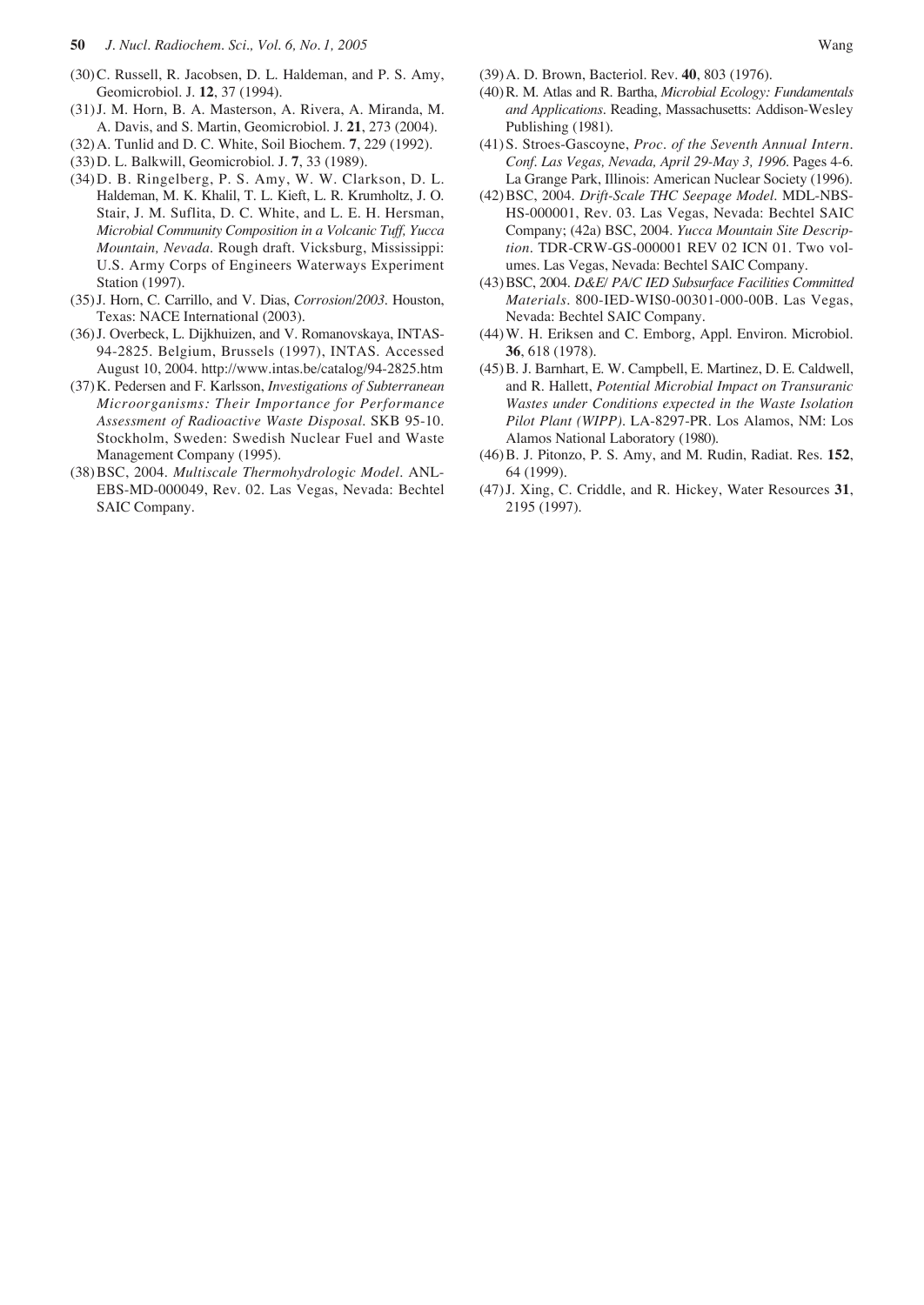(30) C. Russell, R. Jacobsen, D. L. Haldeman, and P. S. Amy, Geomicrobiol. J. **12**, 37 (1994).

(31) J. M. Horn, B. A. Masterson, A. Rivera, A. Miranda, M. A. Davis, and S. Martin, Geomicrobiol. J. **21**, 273 (2004).

(32) A. Tunlid and D. C. White, Soil Biochem. **7**, 229 (1992).

(33) D. L. Balkwill, Geomicrobiol. J. **7**, 33 (1989).

(34) D. B. Ringelberg, P. S. Amy, W. W. Clarkson, D. L. Haldeman, M. K. Khalil, T. L. Kieft, L. R. Krumholtz, J. O. Stair, J. M. Suflita, D. C. White, and L. E. H. Hersman, *Microbial Community Composition in a Volcanic Tuff, Yucca Mountain, Nevada*. Rough draft. Vicksburg, Mississippi: U.S. Army Corps of Engineers Waterways Experiment Station (1997).

(35) J. Horn, C. Carrillo, and V. Dias, *Corrosion/2003*. Houston, Texas: NACE International (2003).

(36) J. Overbeck, L. Dijkhuizen, and V. Romanovskaya, INTAS-94-2825. Belgium, Brussels (1997), INTAS. Accessed August 10, 2004. http://www.intas.be/catalog/94-2825.htm

(37) K. Pedersen and F. Karlsson, *Investigations of Subterranean Microorganisms: Their Importance for Performance Assessment of Radioactive Waste Disposal*. SKB 95-10. Stockholm, Sweden: Swedish Nuclear Fuel and Waste Management Company (1995).

(38) BSC, 2004. *Multiscale Thermohydrologic Model*. ANL-EBS-MD-000049, Rev. 02. Las Vegas, Nevada: Bechtel SAIC Company.

(39) A. D. Brown, Bacteriol. Rev. **40**, 803 (1976).

(40) R. M. Atlas and R. Bartha, *Microbial Ecology: Fundamentals and Applications*. Reading, Massachusetts: Addison-Wesley Publishing (1981).

(41) S. Stroes-Gascoyne, *Proc. of the Seventh Annual Intern. Conf. Las Vegas, Nevada, April 29-May 3, 1996*. Pages 4-6. La Grange Park, Illinois: American Nuclear Society (1996).

(42) BSC, 2004. *Drift-Scale THC Seepage Model*. MDL-NBS-HS-000001, Rev. 03. Las Vegas, Nevada: Bechtel SAIC Company; (42a) BSC, 2004. *Yucca Mountain Site Description*. TDR-CRW-GS-000001 REV 02 ICN 01. Two volumes. Las Vegas, Nevada: Bechtel SAIC Company.

(43) BSC, 2004. *D&E/ PA/C IED Subsurface Facilities Committed Materials*. 800-IED-WIS0-00301-000-00B. Las Vegas, Nevada: Bechtel SAIC Company.

(44) W. H. Eriksen and C. Emborg, Appl. Environ. Microbiol. **36**, 618 (1978).

(45) B. J. Barnhart, E. W. Campbell, E. Martinez, D. E. Caldwell, and R. Hallett, *Potential Microbial Impact on Transuranic Wastes under Conditions expected in the Waste Isolation Pilot Plant (WIPP)*. LA-8297-PR. Los Alamos, NM: Los Alamos National Laboratory (1980).

(46) B. J. Pitonzo, P. S. Amy, and M. Rudin, Radiat. Res. **152**, 64 (1999).

(47) J. Xing, C. Criddle, and R. Hickey, Water Resources **31**, 2195 (1997).